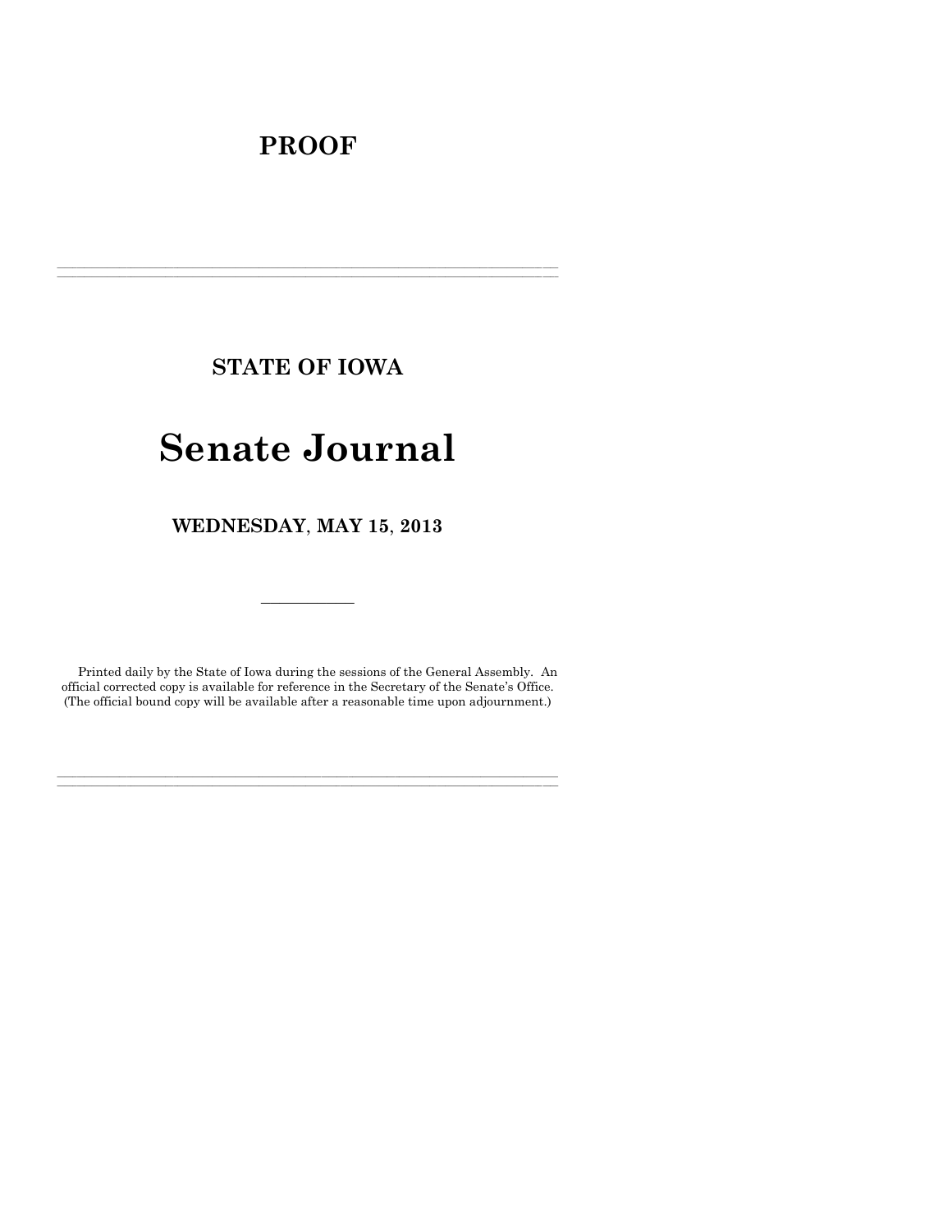# PROOF

---

## STATE OF IOWA

# Senate Journal

## WEDNESDAY, MAY 15, 2013

---

Printed daily by the State of Iowa during the sessions of the General Assembly. An official corrected copy is available for reference in the Secretary of the Senate's Office. (The official bound copy will be available after a reasonable time upon adjournment.)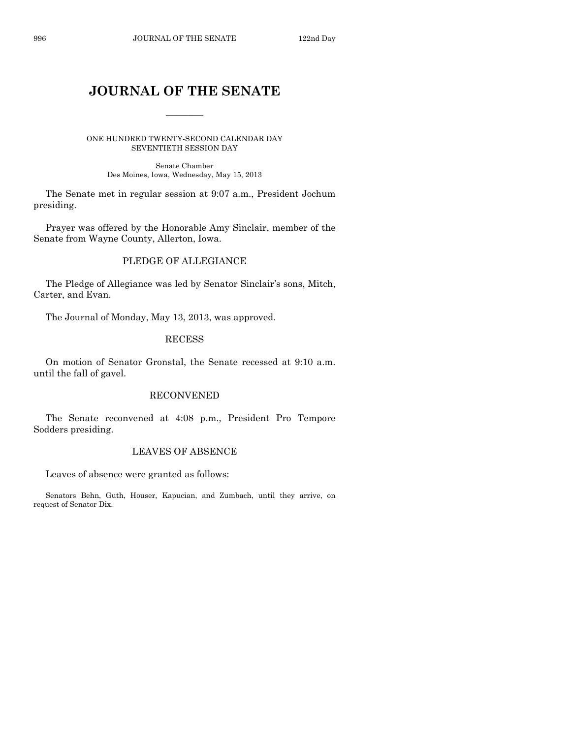# JOURNAL OF THE SENATE

———

ONE HUNDRED TWENTY-SECOND CALENDAR DAY
SEVENTIETH SESSION DAY

Senate Chamber
Des Moines, Iowa, Wednesday, May 15, 2013

The Senate met in regular session at 9:07 a.m., President Jochum presiding.

Prayer was offered by the Honorable Amy Sinclair, member of the Senate from Wayne County, Allerton, Iowa.

## PLEDGE OF ALLEGIANCE

The Pledge of Allegiance was led by Senator Sinclair's sons, Mitch, Carter, and Evan.

The Journal of Monday, May 13, 2013, was approved.

## RECESS

On motion of Senator Gronstal, the Senate recessed at 9:10 a.m. until the fall of gavel.

## RECONVENED

The Senate reconvened at 4:08 p.m., President Pro Tempore Sodders presiding.

## LEAVES OF ABSENCE

Leaves of absence were granted as follows:

Senators Behn, Guth, Houser, Kapucian, and Zumbach, until they arrive, on request of Senator Dix.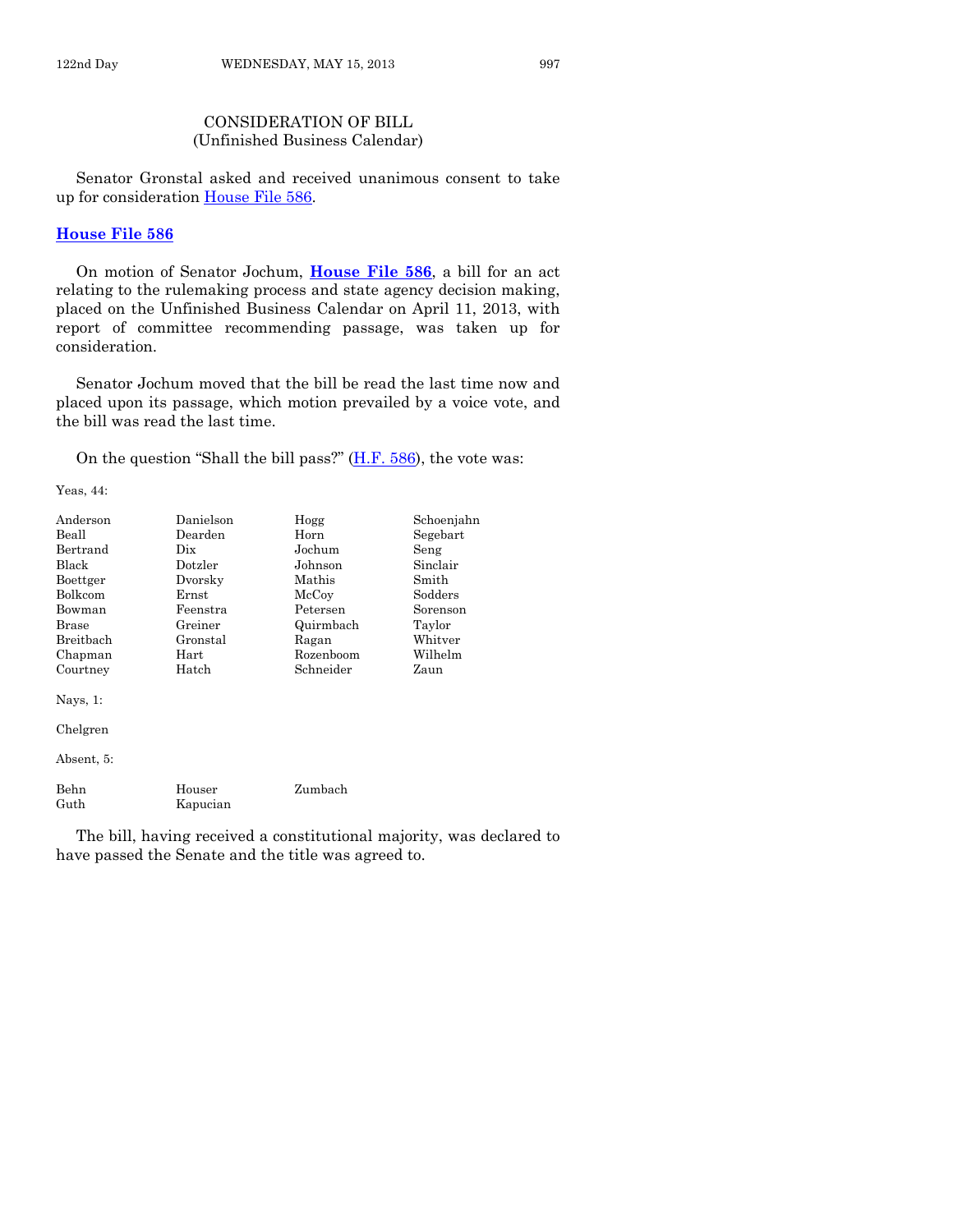## CONSIDERATION OF BILL
(Unfinished Business Calendar)

Senator Gronstal asked and received unanimous consent to take up for consideration House File 586.

### House File 586

On motion of Senator Jochum, **House File 586**, a bill for an act relating to the rulemaking process and state agency decision making, placed on the Unfinished Business Calendar on April 11, 2013, with report of committee recommending passage, was taken up for consideration.

Senator Jochum moved that the bill be read the last time now and placed upon its passage, which motion prevailed by a voice vote, and the bill was read the last time.

On the question "Shall the bill pass?" (H.F. 586), the vote was:

Yeas, 44:

| | | | |
|---|---|---|---|
| Anderson | Danielson | Hogg | Schoenjahn |
| Beall | Dearden | Horn | Segebart |
| Bertrand | Dix | Jochum | Seng |
| Black | Dotzler | Johnson | Sinclair |
| Boettger | Dvorsky | Mathis | Smith |
| Bolkcom | Ernst | McCoy | Sodders |
| Bowman | Feenstra | Petersen | Sorenson |
| Brase | Greiner | Quirmbach | Taylor |
| Breitbach | Gronstal | Ragan | Whitver |
| Chapman | Hart | Rozenboom | Wilhelm |
| Courtney | Hatch | Schneider | Zaun |

Nays, 1:

Chelgren

Absent, 5:

| | | |
|---|---|---|
| Behn | Houser | Zumbach |
| Guth | Kapucian | |

The bill, having received a constitutional majority, was declared to have passed the Senate and the title was agreed to.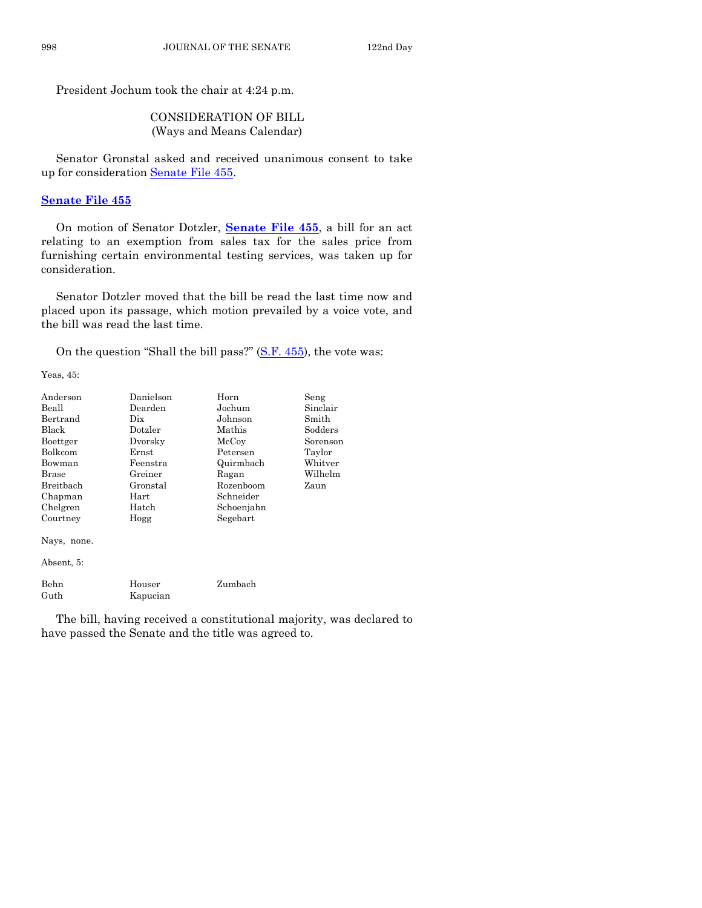President Jochum took the chair at 4:24 p.m.

## CONSIDERATION OF BILL
(Ways and Means Calendar)

Senator Gronstal asked and received unanimous consent to take up for consideration Senate File 455.

### Senate File 455

On motion of Senator Dotzler, **Senate File 455**, a bill for an act relating to an exemption from sales tax for the sales price from furnishing certain environmental testing services, was taken up for consideration.

Senator Dotzler moved that the bill be read the last time now and placed upon its passage, which motion prevailed by a voice vote, and the bill was read the last time.

On the question "Shall the bill pass?" (S.F. 455), the vote was:

Yeas, 45:

| | | | |
|---|---|---|---|
| Anderson | Danielson | Horn | Seng |
| Beall | Dearden | Jochum | Sinclair |
| Bertrand | Dix | Johnson | Smith |
| Black | Dotzler | Mathis | Sodders |
| Boettger | Dvorsky | McCoy | Sorenson |
| Bolkcom | Ernst | Petersen | Taylor |
| Bowman | Feenstra | Quirmbach | Whitver |
| Brase | Greiner | Ragan | Wilhelm |
| Breitbach | Gronstal | Rozenboom | Zaun |
| Chapman | Hart | Schneider | |
| Chelgren | Hatch | Schoenjahn | |
| Courtney | Hogg | Segebart | |

Nays, none.

Absent, 5:

| | | |
|---|---|---|
| Behn | Houser | Zumbach |
| Guth | Kapucian | |

The bill, having received a constitutional majority, was declared to have passed the Senate and the title was agreed to.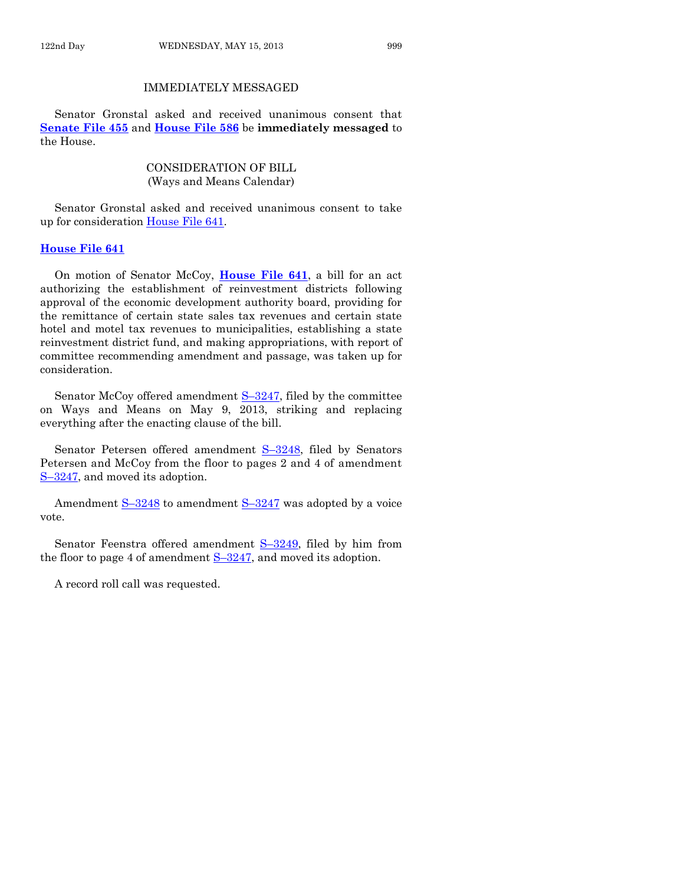## IMMEDIATELY MESSAGED

Senator Gronstal asked and received unanimous consent that **Senate File 455** and **House File 586** be **immediately messaged** to the House.

## CONSIDERATION OF BILL
(Ways and Means Calendar)

Senator Gronstal asked and received unanimous consent to take up for consideration House File 641.

### House File 641

On motion of Senator McCoy, **House File 641**, a bill for an act authorizing the establishment of reinvestment districts following approval of the economic development authority board, providing for the remittance of certain state sales tax revenues and certain state hotel and motel tax revenues to municipalities, establishing a state reinvestment district fund, and making appropriations, with report of committee recommending amendment and passage, was taken up for consideration.

Senator McCoy offered amendment S–3247, filed by the committee on Ways and Means on May 9, 2013, striking and replacing everything after the enacting clause of the bill.

Senator Petersen offered amendment S–3248, filed by Senators Petersen and McCoy from the floor to pages 2 and 4 of amendment S–3247, and moved its adoption.

Amendment S–3248 to amendment S–3247 was adopted by a voice vote.

Senator Feenstra offered amendment S–3249, filed by him from the floor to page 4 of amendment S–3247, and moved its adoption.

A record roll call was requested.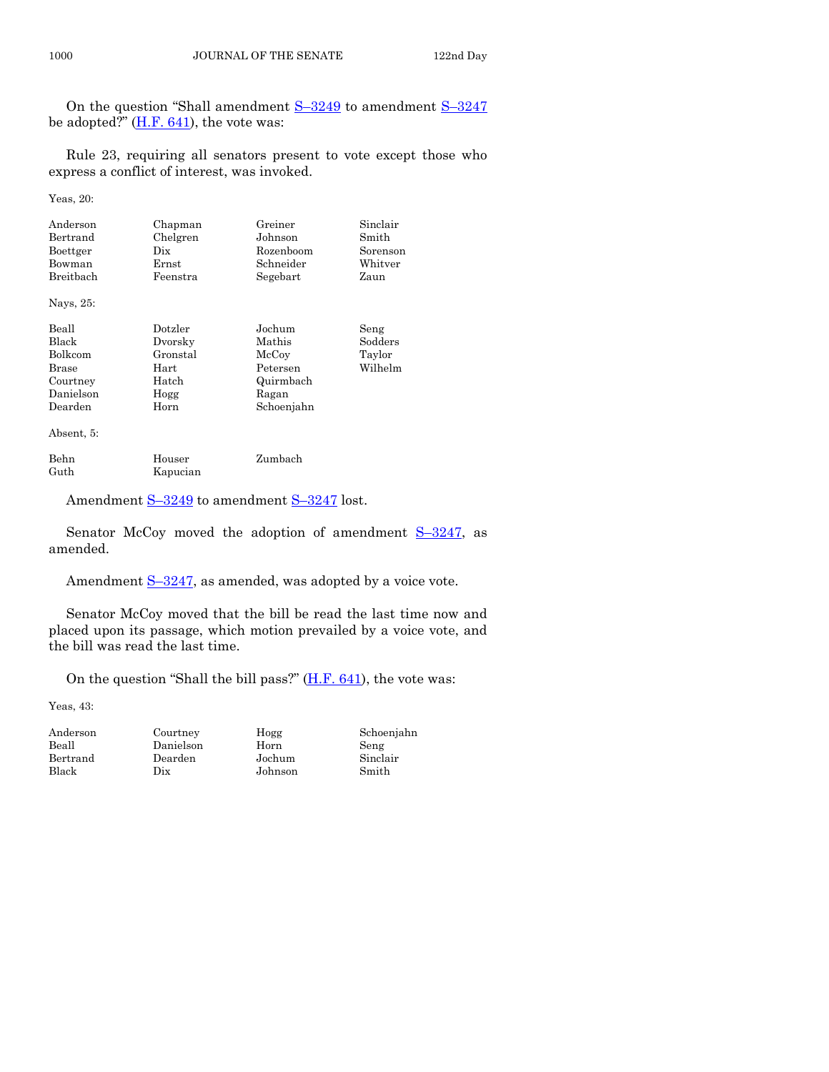On the question "Shall amendment S–3249 to amendment S–3247 be adopted?" (H.F. 641), the vote was:

Rule 23, requiring all senators present to vote except those who express a conflict of interest, was invoked.

Yeas, 20:

| | | | |
|---|---|---|---|
| Anderson | Chapman | Greiner | Sinclair |
| Bertrand | Chelgren | Johnson | Smith |
| Boettger | Dix | Rozenboom | Sorenson |
| Bowman | Ernst | Schneider | Whitver |
| Breitbach | Feenstra | Segebart | Zaun |

Nays, 25:

| | | | |
|---|---|---|---|
| Beall | Dotzler | Jochum | Seng |
| Black | Dvorsky | Mathis | Sodders |
| Bolkcom | Gronstal | McCoy | Taylor |
| Brase | Hart | Petersen | Wilhelm |
| Courtney | Hatch | Quirmbach | |
| Danielson | Hogg | Ragan | |
| Dearden | Horn | Schoenjahn | |

Absent, 5:

| | | |
|---|---|---|
| Behn | Houser | Zumbach |
| Guth | Kapucian | |

Amendment S–3249 to amendment S–3247 lost.

Senator McCoy moved the adoption of amendment S–3247, as amended.

Amendment S–3247, as amended, was adopted by a voice vote.

Senator McCoy moved that the bill be read the last time now and placed upon its passage, which motion prevailed by a voice vote, and the bill was read the last time.

On the question "Shall the bill pass?" (H.F. 641), the vote was:

Yeas, 43:

| | | | |
|---|---|---|---|
| Anderson | Courtney | Hogg | Schoenjahn |
| Beall | Danielson | Horn | Seng |
| Bertrand | Dearden | Jochum | Sinclair |
| Black | Dix | Johnson | Smith |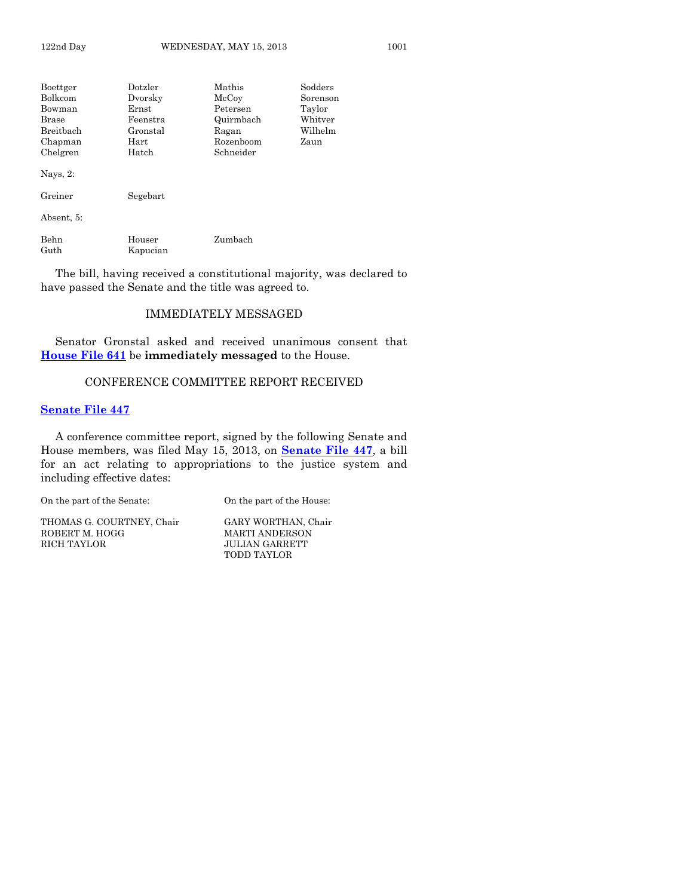| | | | |
|---|---|---|---|
| Boettger | Dotzler | Mathis | Sodders |
| Bolkcom | Dvorsky | McCoy | Sorenson |
| Bowman | Ernst | Petersen | Taylor |
| Brase | Feenstra | Quirmbach | Whitver |
| Breitbach | Gronstal | Ragan | Wilhelm |
| Chapman | Hart | Rozenboom | Zaun |
| Chelgren | Hatch | Schneider | |

Nays, 2:

| | |
|---|---|
| Greiner | Segebart |

Absent, 5:

| | | |
|---|---|---|
| Behn | Houser | Zumbach |
| Guth | Kapucian | |

The bill, having received a constitutional majority, was declared to have passed the Senate and the title was agreed to.

## IMMEDIATELY MESSAGED

Senator Gronstal asked and received unanimous consent that **House File 641** be **immediately messaged** to the House.

## CONFERENCE COMMITTEE REPORT RECEIVED

**Senate File 447**

A conference committee report, signed by the following Senate and House members, was filed May 15, 2013, on **Senate File 447**, a bill for an act relating to appropriations to the justice system and including effective dates:

| On the part of the Senate: | On the part of the House: |
|---|---|
| THOMAS G. COURTNEY, Chair | GARY WORTHAN, Chair |
| ROBERT M. HOGG | MARTI ANDERSON |
| RICH TAYLOR | JULIAN GARRETT |
| | TODD TAYLOR |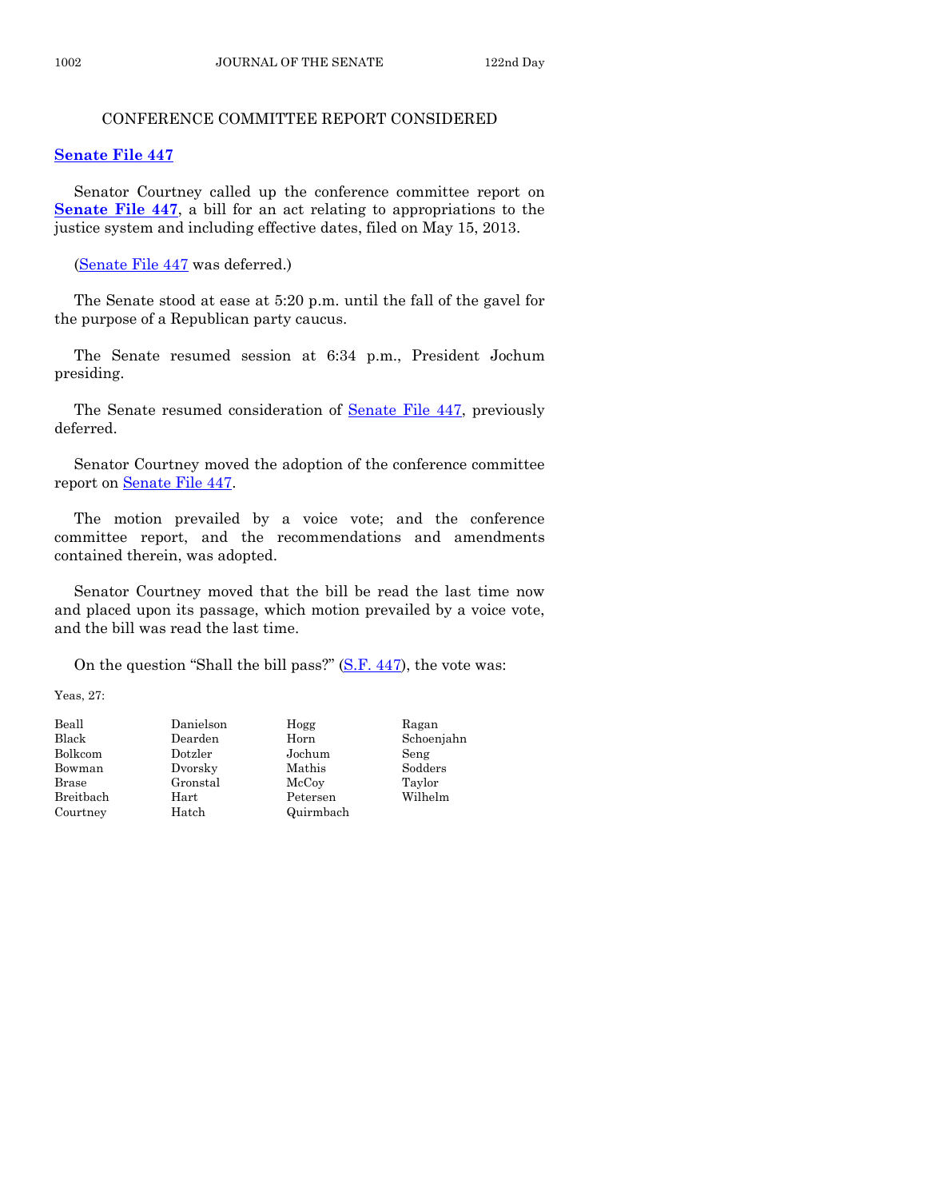## CONFERENCE COMMITTEE REPORT CONSIDERED

**Senate File 447**

Senator Courtney called up the conference committee report on **Senate File 447**, a bill for an act relating to appropriations to the justice system and including effective dates, filed on May 15, 2013.

(Senate File 447 was deferred.)

The Senate stood at ease at 5:20 p.m. until the fall of the gavel for the purpose of a Republican party caucus.

The Senate resumed session at 6:34 p.m., President Jochum presiding.

The Senate resumed consideration of Senate File 447, previously deferred.

Senator Courtney moved the adoption of the conference committee report on Senate File 447.

The motion prevailed by a voice vote; and the conference committee report, and the recommendations and amendments contained therein, was adopted.

Senator Courtney moved that the bill be read the last time now and placed upon its passage, which motion prevailed by a voice vote, and the bill was read the last time.

On the question "Shall the bill pass?" (S.F. 447), the vote was:

Yeas, 27:

| | | | |
|---|---|---|---|
| Beall | Danielson | Hogg | Ragan |
| Black | Dearden | Horn | Schoenjahn |
| Bolkcom | Dotzler | Jochum | Seng |
| Bowman | Dvorsky | Mathis | Sodders |
| Brase | Gronstal | McCoy | Taylor |
| Breitbach | Hart | Petersen | Wilhelm |
| Courtney | Hatch | Quirmbach | |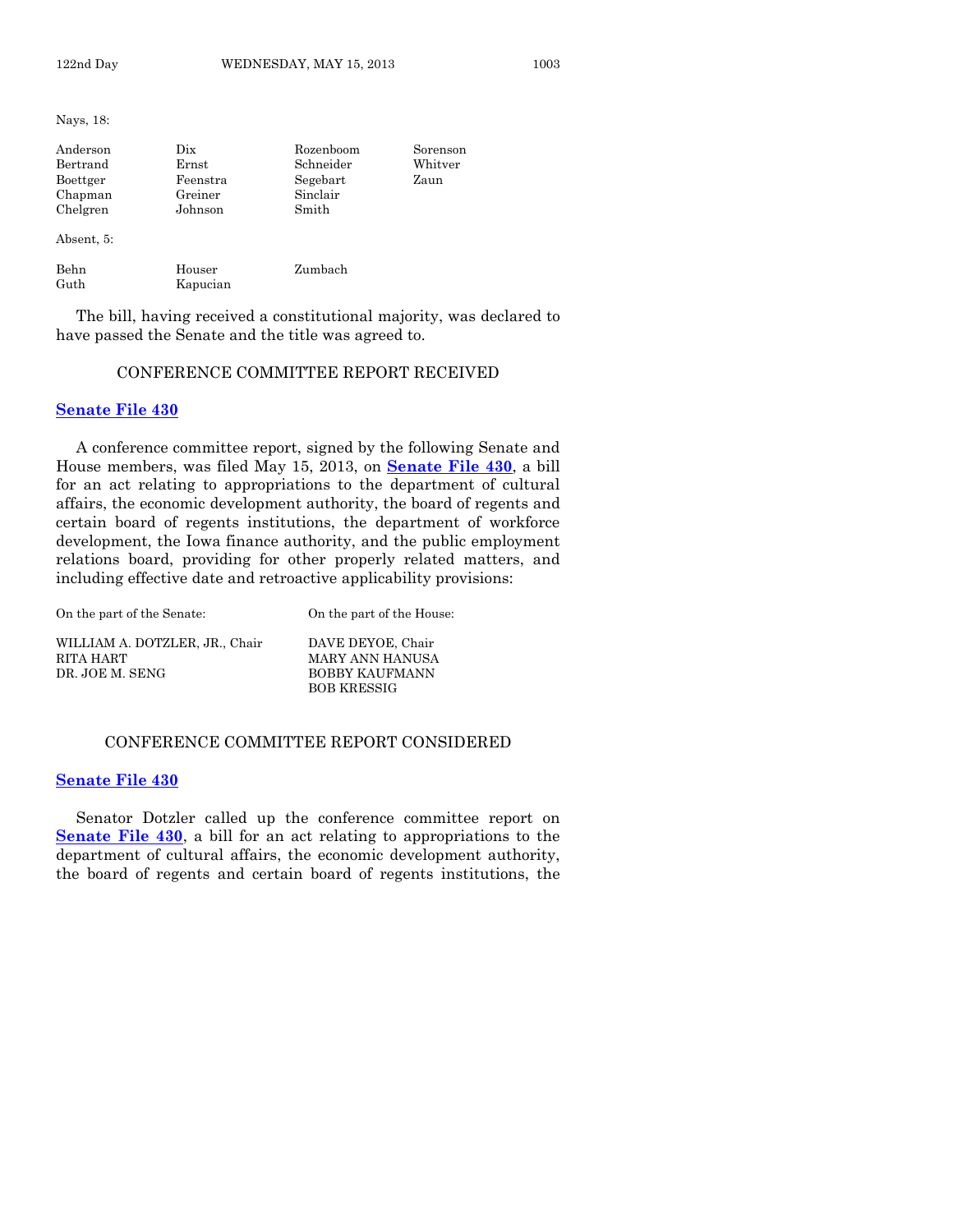Nays, 18:

| | | | |
|---|---|---|---|
| Anderson | Dix | Rozenboom | Sorenson |
| Bertrand | Ernst | Schneider | Whitver |
| Boettger | Feenstra | Segebart | Zaun |
| Chapman | Greiner | Sinclair | |
| Chelgren | Johnson | Smith | |

Absent, 5:

| | | |
|---|---|---|
| Behn | Houser | Zumbach |
| Guth | Kapucian | |

The bill, having received a constitutional majority, was declared to have passed the Senate and the title was agreed to.

## CONFERENCE COMMITTEE REPORT RECEIVED

**Senate File 430**

A conference committee report, signed by the following Senate and House members, was filed May 15, 2013, on **Senate File 430**, a bill for an act relating to appropriations to the department of cultural affairs, the economic development authority, the board of regents and certain board of regents institutions, the department of workforce development, the Iowa finance authority, and the public employment relations board, providing for other properly related matters, and including effective date and retroactive applicability provisions:

| On the part of the Senate: | On the part of the House: |
|---|---|
| WILLIAM A. DOTZLER, JR., Chair | DAVE DEYOE, Chair |
| RITA HART | MARY ANN HANUSA |
| DR. JOE M. SENG | BOBBY KAUFMANN |
| | BOB KRESSIG |

## CONFERENCE COMMITTEE REPORT CONSIDERED

**Senate File 430**

Senator Dotzler called up the conference committee report on **Senate File 430**, a bill for an act relating to appropriations to the department of cultural affairs, the economic development authority, the board of regents and certain board of regents institutions, the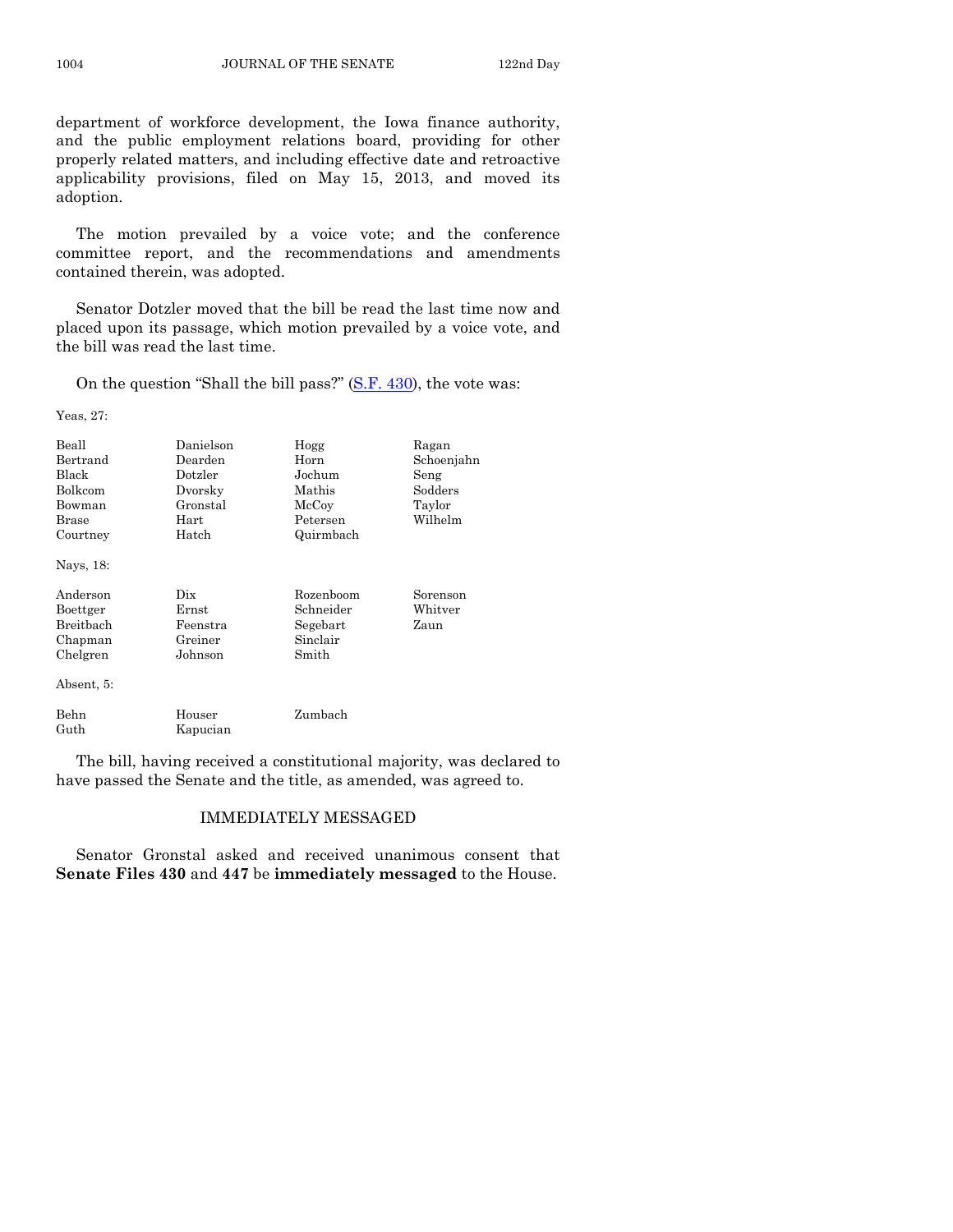department of workforce development, the Iowa finance authority, and the public employment relations board, providing for other properly related matters, and including effective date and retroactive applicability provisions, filed on May 15, 2013, and moved its adoption.

The motion prevailed by a voice vote; and the conference committee report, and the recommendations and amendments contained therein, was adopted.

Senator Dotzler moved that the bill be read the last time now and placed upon its passage, which motion prevailed by a voice vote, and the bill was read the last time.

On the question "Shall the bill pass?" (S.F. 430), the vote was:

Yeas, 27:

| | | | |
|---|---|---|---|
| Beall | Danielson | Hogg | Ragan |
| Bertrand | Dearden | Horn | Schoenjahn |
| Black | Dotzler | Jochum | Seng |
| Bolkcom | Dvorsky | Mathis | Sodders |
| Bowman | Gronstal | McCoy | Taylor |
| Brase | Hart | Petersen | Wilhelm |
| Courtney | Hatch | Quirmbach | |

Nays, 18:

| | | | |
|---|---|---|---|
| Anderson | Dix | Rozenboom | Sorenson |
| Boettger | Ernst | Schneider | Whitver |
| Breitbach | Feenstra | Segebart | Zaun |
| Chapman | Greiner | Sinclair | |
| Chelgren | Johnson | Smith | |

Absent, 5:

| | | |
|---|---|---|
| Behn | Houser | Zumbach |
| Guth | Kapucian | |

The bill, having received a constitutional majority, was declared to have passed the Senate and the title, as amended, was agreed to.

## IMMEDIATELY MESSAGED

Senator Gronstal asked and received unanimous consent that **Senate Files 430** and **447** be **immediately messaged** to the House.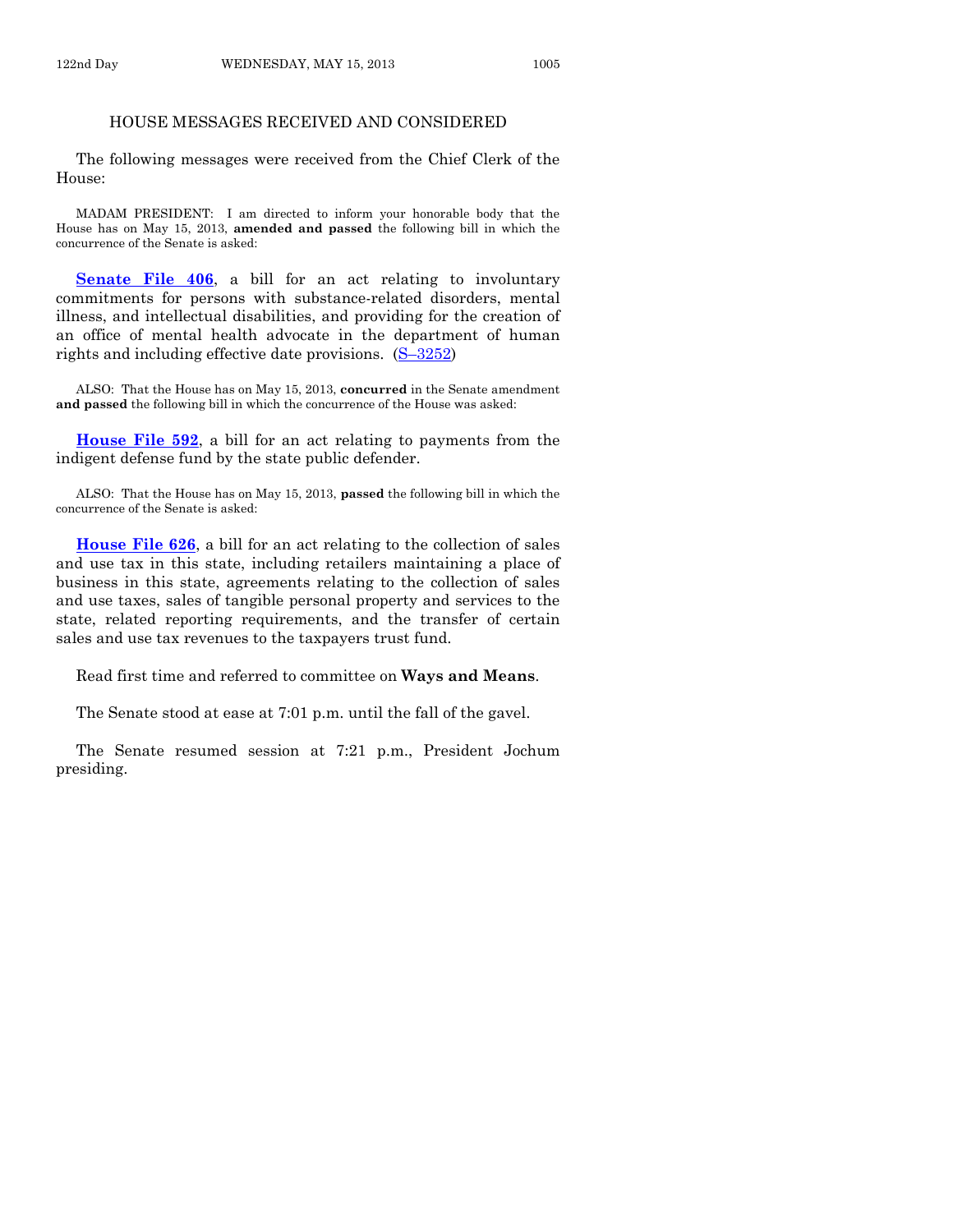## HOUSE MESSAGES RECEIVED AND CONSIDERED

The following messages were received from the Chief Clerk of the House:

MADAM PRESIDENT: I am directed to inform your honorable body that the House has on May 15, 2013, **amended and passed** the following bill in which the concurrence of the Senate is asked:

**Senate File 406**, a bill for an act relating to involuntary commitments for persons with substance-related disorders, mental illness, and intellectual disabilities, and providing for the creation of an office of mental health advocate in the department of human rights and including effective date provisions. (S–3252)

ALSO: That the House has on May 15, 2013, **concurred** in the Senate amendment **and passed** the following bill in which the concurrence of the House was asked:

**House File 592**, a bill for an act relating to payments from the indigent defense fund by the state public defender.

ALSO: That the House has on May 15, 2013, **passed** the following bill in which the concurrence of the Senate is asked:

**House File 626**, a bill for an act relating to the collection of sales and use tax in this state, including retailers maintaining a place of business in this state, agreements relating to the collection of sales and use taxes, sales of tangible personal property and services to the state, related reporting requirements, and the transfer of certain sales and use tax revenues to the taxpayers trust fund.

Read first time and referred to committee on **Ways and Means**.

The Senate stood at ease at 7:01 p.m. until the fall of the gavel.

The Senate resumed session at 7:21 p.m., President Jochum presiding.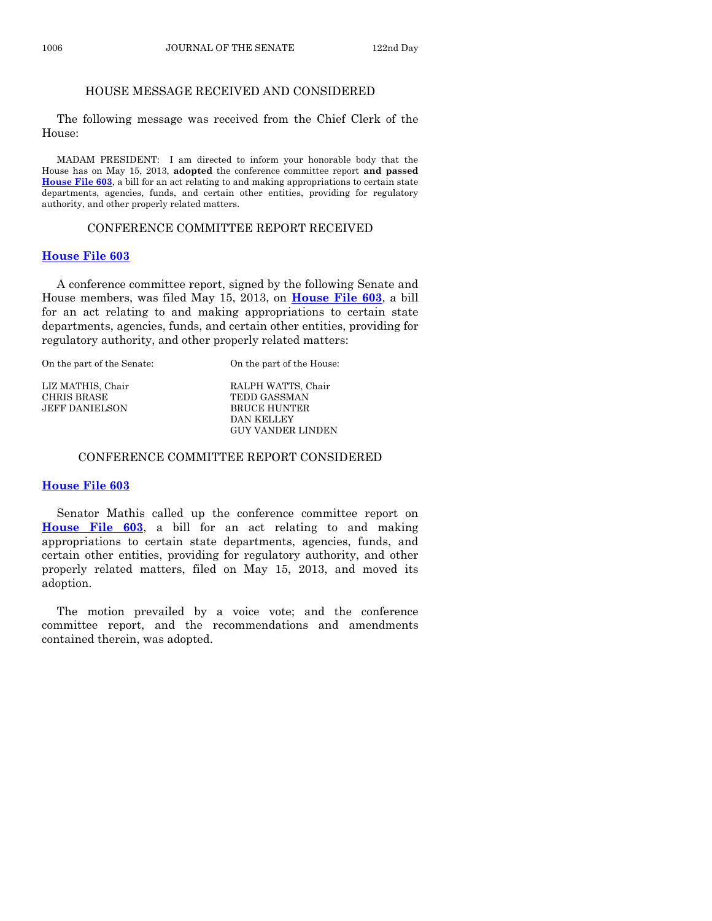## HOUSE MESSAGE RECEIVED AND CONSIDERED

The following message was received from the Chief Clerk of the House:

MADAM PRESIDENT: I am directed to inform your honorable body that the House has on May 15, 2013, **adopted** the conference committee report **and passed** **House File 603**, a bill for an act relating to and making appropriations to certain state departments, agencies, funds, and certain other entities, providing for regulatory authority, and other properly related matters.

## CONFERENCE COMMITTEE REPORT RECEIVED

### House File 603

A conference committee report, signed by the following Senate and House members, was filed May 15, 2013, on **House File 603**, a bill for an act relating to and making appropriations to certain state departments, agencies, funds, and certain other entities, providing for regulatory authority, and other properly related matters:

| On the part of the Senate: | On the part of the House: |
|---|---|
| LIZ MATHIS, Chair | RALPH WATTS, Chair |
| CHRIS BRASE | TEDD GASSMAN |
| JEFF DANIELSON | BRUCE HUNTER |
| | DAN KELLEY |
| | GUY VANDER LINDEN |

## CONFERENCE COMMITTEE REPORT CONSIDERED

### House File 603

Senator Mathis called up the conference committee report on **House File 603**, a bill for an act relating to and making appropriations to certain state departments, agencies, funds, and certain other entities, providing for regulatory authority, and other properly related matters, filed on May 15, 2013, and moved its adoption.

The motion prevailed by a voice vote; and the conference committee report, and the recommendations and amendments contained therein, was adopted.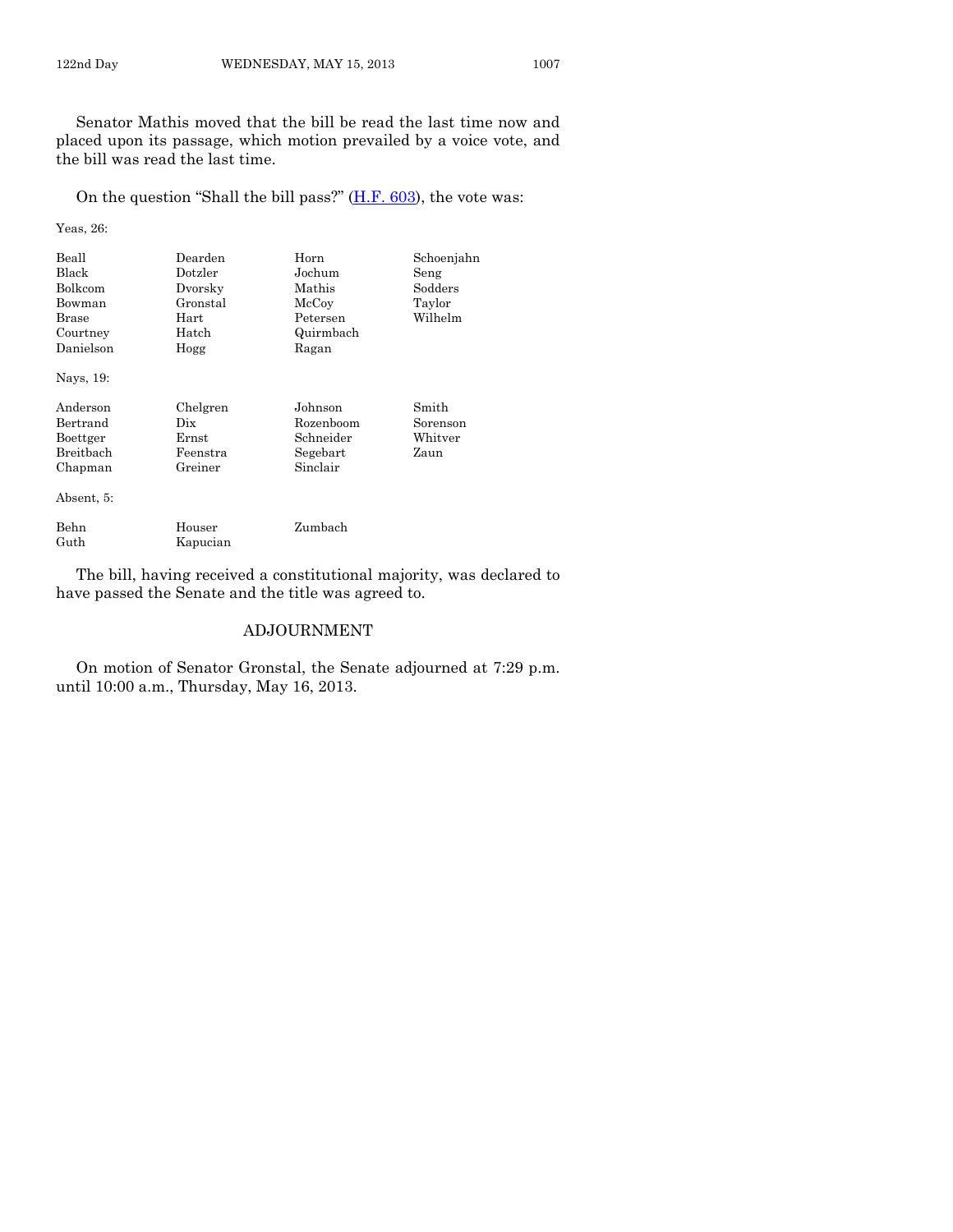Senator Mathis moved that the bill be read the last time now and placed upon its passage, which motion prevailed by a voice vote, and the bill was read the last time.

On the question "Shall the bill pass?" (H.F. 603), the vote was:

Yeas, 26:

| | | | |
|---|---|---|---|
| Beall | Dearden | Horn | Schoenjahn |
| Black | Dotzler | Jochum | Seng |
| Bolkcom | Dvorsky | Mathis | Sodders |
| Bowman | Gronstal | McCoy | Taylor |
| Brase | Hart | Petersen | Wilhelm |
| Courtney | Hatch | Quirmbach | |
| Danielson | Hogg | Ragan | |

Nays, 19:

| | | | |
|---|---|---|---|
| Anderson | Chelgren | Johnson | Smith |
| Bertrand | Dix | Rozenboom | Sorenson |
| Boettger | Ernst | Schneider | Whitver |
| Breitbach | Feenstra | Segebart | Zaun |
| Chapman | Greiner | Sinclair | |

Absent, 5:

| | | |
|---|---|---|
| Behn | Houser | Zumbach |
| Guth | Kapucian | |

The bill, having received a constitutional majority, was declared to have passed the Senate and the title was agreed to.

## ADJOURNMENT

On motion of Senator Gronstal, the Senate adjourned at 7:29 p.m. until 10:00 a.m., Thursday, May 16, 2013.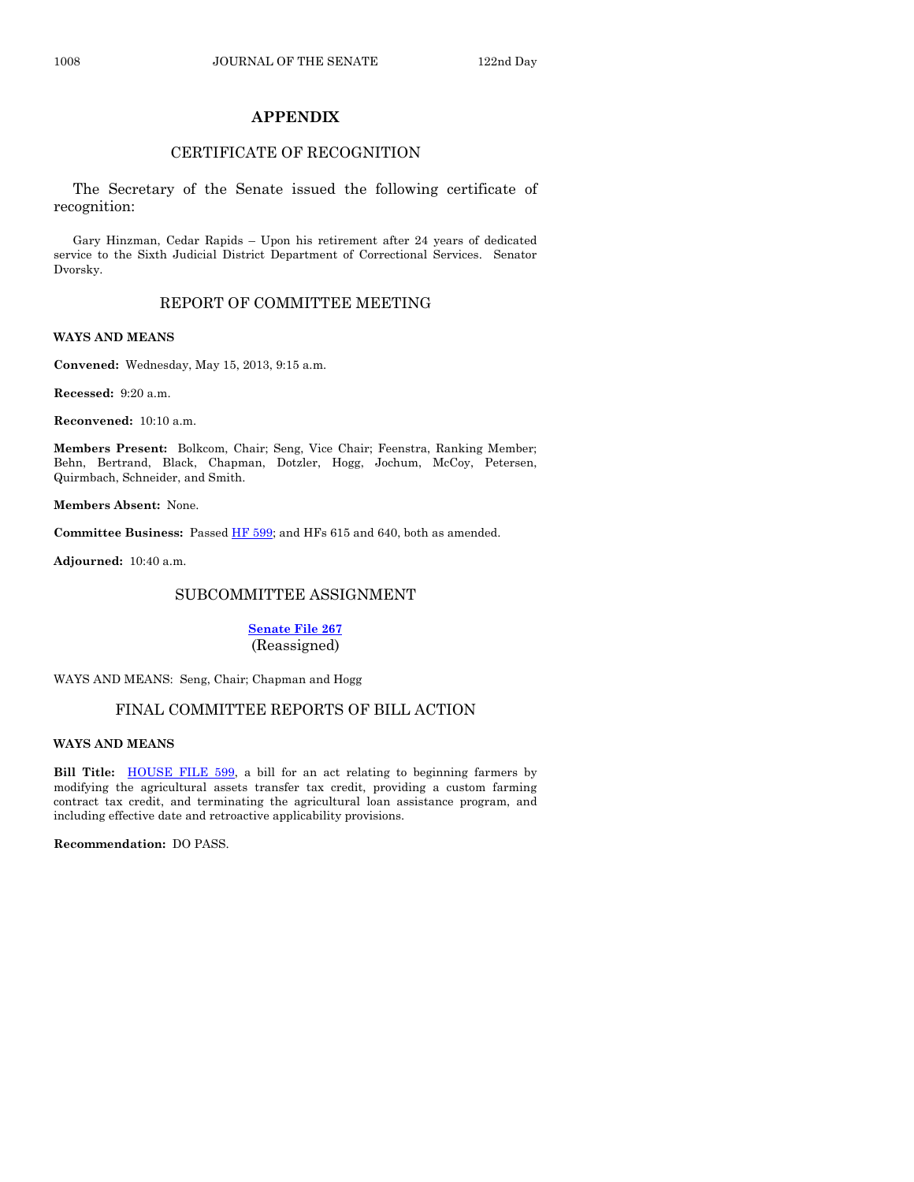## APPENDIX

### CERTIFICATE OF RECOGNITION

The Secretary of the Senate issued the following certificate of recognition:

Gary Hinzman, Cedar Rapids – Upon his retirement after 24 years of dedicated service to the Sixth Judicial District Department of Correctional Services. Senator Dvorsky.

### REPORT OF COMMITTEE MEETING

**WAYS AND MEANS**

**Convened:** Wednesday, May 15, 2013, 9:15 a.m.

**Recessed:** 9:20 a.m.

**Reconvened:** 10:10 a.m.

**Members Present:** Bolkcom, Chair; Seng, Vice Chair; Feenstra, Ranking Member; Behn, Bertrand, Black, Chapman, Dotzler, Hogg, Jochum, McCoy, Petersen, Quirmbach, Schneider, and Smith.

**Members Absent:** None.

**Committee Business:** Passed HF 599; and HFs 615 and 640, both as amended.

**Adjourned:** 10:40 a.m.

### SUBCOMMITTEE ASSIGNMENT

**Senate File 267**
(Reassigned)

WAYS AND MEANS: Seng, Chair; Chapman and Hogg

### FINAL COMMITTEE REPORTS OF BILL ACTION

**WAYS AND MEANS**

**Bill Title:** HOUSE FILE 599, a bill for an act relating to beginning farmers by modifying the agricultural assets transfer tax credit, providing a custom farming contract tax credit, and terminating the agricultural loan assistance program, and including effective date and retroactive applicability provisions.

**Recommendation:** DO PASS.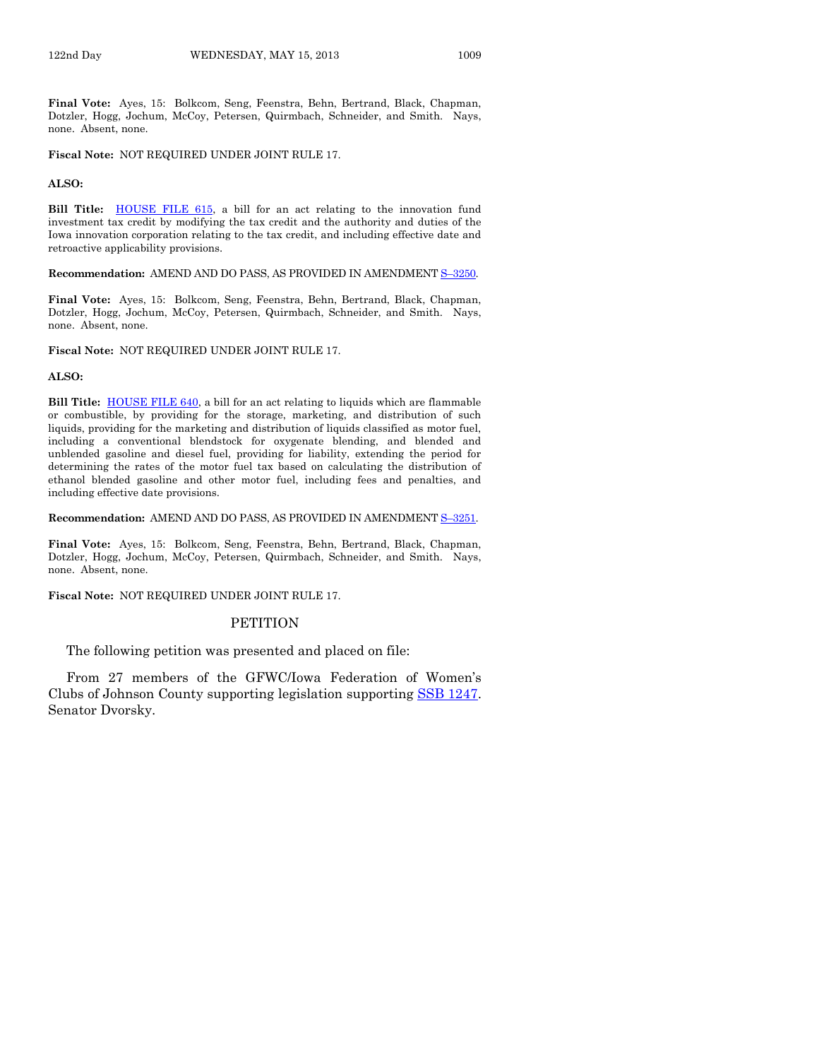**Final Vote:** Ayes, 15: Bolkcom, Seng, Feenstra, Behn, Bertrand, Black, Chapman, Dotzler, Hogg, Jochum, McCoy, Petersen, Quirmbach, Schneider, and Smith. Nays, none. Absent, none.

**Fiscal Note:** NOT REQUIRED UNDER JOINT RULE 17.

**ALSO:**

**Bill Title:** HOUSE FILE 615, a bill for an act relating to the innovation fund investment tax credit by modifying the tax credit and the authority and duties of the Iowa innovation corporation relating to the tax credit, and including effective date and retroactive applicability provisions.

**Recommendation:** AMEND AND DO PASS, AS PROVIDED IN AMENDMENT S–3250.

**Final Vote:** Ayes, 15: Bolkcom, Seng, Feenstra, Behn, Bertrand, Black, Chapman, Dotzler, Hogg, Jochum, McCoy, Petersen, Quirmbach, Schneider, and Smith. Nays, none. Absent, none.

**Fiscal Note:** NOT REQUIRED UNDER JOINT RULE 17.

**ALSO:**

**Bill Title:** HOUSE FILE 640, a bill for an act relating to liquids which are flammable or combustible, by providing for the storage, marketing, and distribution of such liquids, providing for the marketing and distribution of liquids classified as motor fuel, including a conventional blendstock for oxygenate blending, and blended and unblended gasoline and diesel fuel, providing for liability, extending the period for determining the rates of the motor fuel tax based on calculating the distribution of ethanol blended gasoline and other motor fuel, including fees and penalties, and including effective date provisions.

**Recommendation:** AMEND AND DO PASS, AS PROVIDED IN AMENDMENT S–3251.

**Final Vote:** Ayes, 15: Bolkcom, Seng, Feenstra, Behn, Bertrand, Black, Chapman, Dotzler, Hogg, Jochum, McCoy, Petersen, Quirmbach, Schneider, and Smith. Nays, none. Absent, none.

**Fiscal Note:** NOT REQUIRED UNDER JOINT RULE 17.

## PETITION

The following petition was presented and placed on file:

From 27 members of the GFWC/Iowa Federation of Women's Clubs of Johnson County supporting legislation supporting SSB 1247. Senator Dvorsky.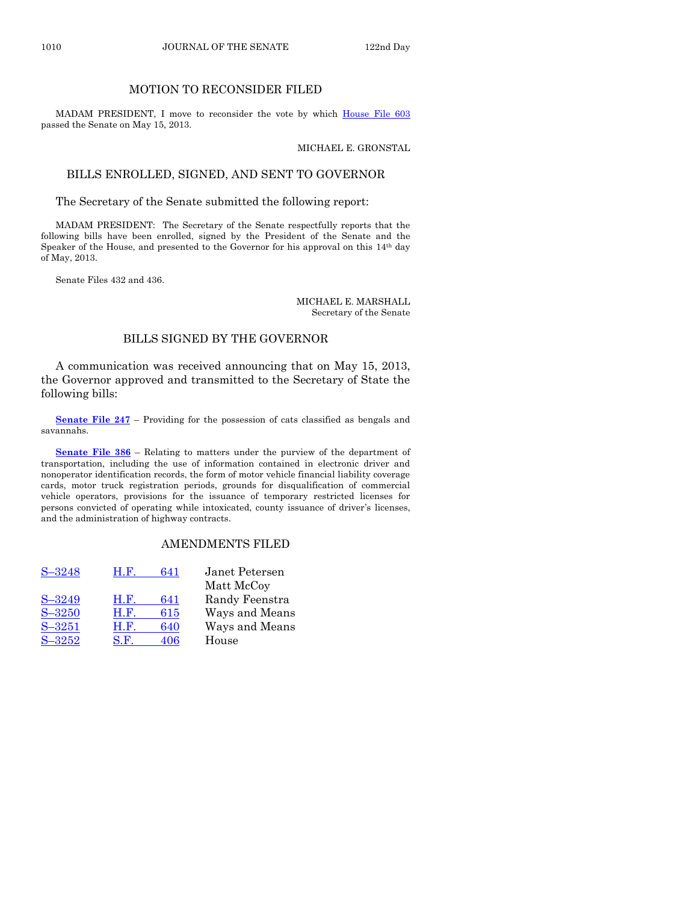## MOTION TO RECONSIDER FILED

MADAM PRESIDENT, I move to reconsider the vote by which House File 603 passed the Senate on May 15, 2013.

MICHAEL E. GRONSTAL

## BILLS ENROLLED, SIGNED, AND SENT TO GOVERNOR

The Secretary of the Senate submitted the following report:

MADAM PRESIDENT: The Secretary of the Senate respectfully reports that the following bills have been enrolled, signed by the President of the Senate and the Speaker of the House, and presented to the Governor for his approval on this 14th day of May, 2013.

Senate Files 432 and 436.

MICHAEL E. MARSHALL
Secretary of the Senate

## BILLS SIGNED BY THE GOVERNOR

A communication was received announcing that on May 15, 2013, the Governor approved and transmitted to the Secretary of State the following bills:

**Senate File 247** – Providing for the possession of cats classified as bengals and savannahs.

**Senate File 386** – Relating to matters under the purview of the department of transportation, including the use of information contained in electronic driver and nonoperator identification records, the form of motor vehicle financial liability coverage cards, motor truck registration periods, grounds for disqualification of commercial vehicle operators, provisions for the issuance of temporary restricted licenses for persons convicted of operating while intoxicated, county issuance of driver's licenses, and the administration of highway contracts.

## AMENDMENTS FILED

| | | |
|---|---|---|
| S–3248 | H.F. 641 | Janet Petersen<br>Matt McCoy |
| S–3249 | H.F. 641 | Randy Feenstra |
| S–3250 | H.F. 615 | Ways and Means |
| S–3251 | H.F. 640 | Ways and Means |
| S–3252 | S.F. 406 | House |